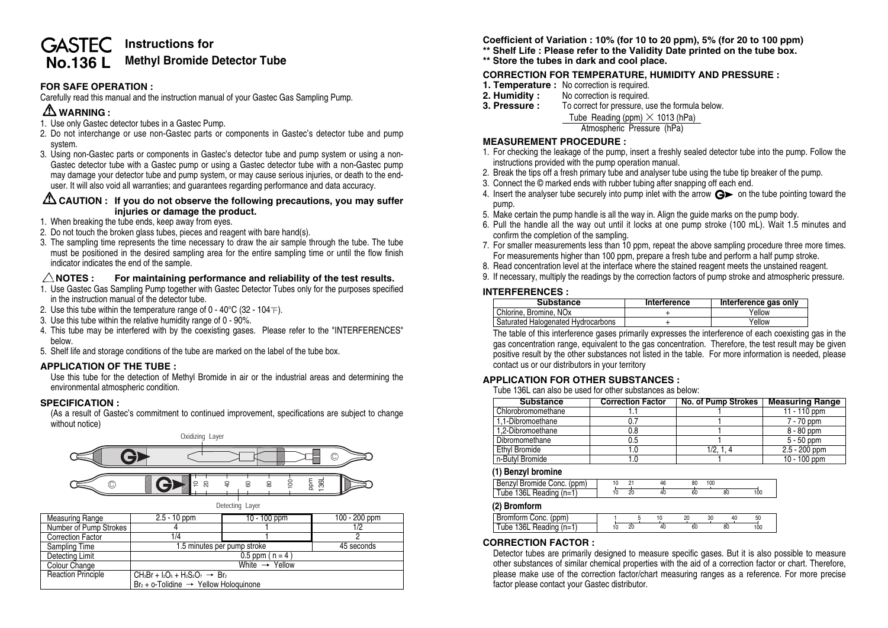# GASTEC No.136 L

## Instructions for Methyl Bromide Detector Tube

### FOR SAFE OPERATION :

Carefully read this manual and the instruction manual of your Gastec Gas Sampling Pump.

### ⚠ WARNING :

1. Use only Gastec detector tubes in a Gastec Pump.
2. Do not interchange or use non-Gastec parts or components in Gastec's detector tube and pump system.
3. Using non-Gastec parts or components in Gastec's detector tube and pump system or using a non-Gastec detector tube with a Gastec pump or using a Gastec detector tube with a non-Gastec pump may damage your detector tube and pump system, or may cause serious injuries, or death to the end-user. It will also void all warranties; and guarantees regarding performance and data accuracy.

### ⚠ CAUTION : If you do not observe the following precautions, you may suffer injuries or damage the product.

1. When breaking the tube ends, keep away from eyes.
2. Do not touch the broken glass tubes, pieces and reagent with bare hand(s).
3. The sampling time represents the time necessary to draw the air sample through the tube. The tube must be positioned in the desired sampling area for the entire sampling time or until the flow finish indicator indicates the end of the sample.

### △ NOTES : For maintaining performance and reliability of the test results.

1. Use Gastec Gas Sampling Pump together with Gastec Detector Tubes only for the purposes specified in the instruction manual of the detector tube.
2. Use this tube within the temperature range of 0 - 40°C (32 - 104°F).
3. Use this tube within the relative humidity range of 0 - 90%.
4. This tube may be interfered with by the coexisting gases. Please refer to the "INTERFERENCES" below.
5. Shelf life and storage conditions of the tube are marked on the label of the tube box.

### APPLICATION OF THE TUBE :

Use this tube for the detection of Methyl Bromide in air or the industrial areas and determining the environmental atmospheric condition.

### SPECIFICATION :

(As a result of Gastec's commitment to continued improvement, specifications are subject to change without notice)

Oxidizing Layer

Detecting Layer

| Measuring Range | 2.5 - 10 ppm | 10 - 100 ppm | 100 - 200 ppm |
|---|---|---|---|
| Number of Pump Strokes | 4 | 1 | 1/2 |
| Correction Factor | 1/4 | 1 | 2 |
| Sampling Time | 1.5 minutes per pump stroke | | 45 seconds |
| Detecting Limit | 0.5 ppm ( n = 4 ) | | |
| Colour Change | White → Yellow | | |
| Reaction Principle | $CH_3Br + I_2O_5 + H_2S_2O_7 \rightarrow Br_2$ <br> $Br_2$ + o-Tolidine → Yellow Holoquinone | | |

**Coefficient of Variation : 10% (for 10 to 20 ppm), 5% (for 20 to 100 ppm)**
**\*\* Shelf Life : Please refer to the Validity Date printed on the tube box.**
**\*\* Store the tubes in dark and cool place.**

### CORRECTION FOR TEMPERATURE, HUMIDITY AND PRESSURE :

**1. Temperature :** No correction is required.
**2. Humidity :** No correction is required.
**3. Pressure :** To correct for pressure, use the formula below.

$$\frac{\text{Tube Reading (ppm)} \times 1013 \text{ (hPa)}}{\text{Atmospheric Pressure (hPa)}}$$

### MEASUREMENT PROCEDURE :

1. For checking the leakage of the pump, insert a freshly sealed detector tube into the pump. Follow the instructions provided with the pump operation manual.
2. Break the tips off a fresh primary tube and analyser tube using the tube tip breaker of the pump.
3. Connect the © marked ends with rubber tubing after snapping off each end.
4. Insert the analyser tube securely into pump inlet with the arrow G► on the tube pointing toward the pump.
5. Make certain the pump handle is all the way in. Align the guide marks on the pump body.
6. Pull the handle all the way out until it locks at one pump stroke (100 mL). Wait 1.5 minutes and confirm the completion of the sampling.
7. For smaller measurements less than 10 ppm, repeat the above sampling procedure three more times. For measurements higher than 100 ppm, prepare a fresh tube and perform a half pump stroke.
8. Read concentration level at the interface where the stained reagent meets the unstained reagent.
9. If necessary, multiply the readings by the correction factors of pump stroke and atmospheric pressure.

### INTERFERENCES :

| Substance | Interference | Interference gas only |
|---|---|---|
| Chlorine, Bromine, NOx | + | Yellow |
| Saturated Halogenated Hydrocarbons | + | Yellow |

The table of this interference gases primarily expresses the interference of each coexisting gas in the gas concentration range, equivalent to the gas concentration. Therefore, the test result may be given positive result by the other substances not listed in the table. For more information is needed, please contact us or our distributors in your territory

### APPLICATION FOR OTHER SUBSTANCES :

Tube 136L can also be used for other substances as below:

| Substance | Correction Factor | No. of Pump Strokes | Measuring Range |
|---|---|---|---|
| Chlorobromomethane | 1.1 | 1 | 11 - 110 ppm |
| 1,1-Dibromoethane | 0.7 | 1 | 7 - 70 ppm |
| 1,2-Dibromoethane | 0.8 | 1 | 8 - 80 ppm |
| Dibromomethane | 0.5 | 1 | 5 - 50 ppm |
| Ethyl Bromide | 1.0 | 1/2, 1, 4 | 2.5 - 200 ppm |
| n-Butyl Bromide | 1.0 | 1 | 10 - 100 ppm |

**(1) Benzyl bromine**

| Benzyl Bromide Conc. (ppm) | 10 | 21 | 46 | 80 | 100 | |
|---|---|---|---|---|---|---|
| Tube 136L Reading (n=1) | 10 | 20 | 40 | 60 | 80 | 100 |

**(2) Bromform**

| Bromform Conc. (ppm) | 1 | 5 | 10 | 20 | 30 | 40 | 50 |
|---|---|---|---|---|---|---|---|
| Tube 136L Reading (n=1) | 10 | 20 | 40 | 60 | 80 | 100 | |

### CORRECTION FACTOR :

Detector tubes are primarily designed to measure specific gases. But it is also possible to measure other substances of similar chemical properties with the aid of a correction factor or chart. Therefore, please make use of the correction factor/chart measuring ranges as a reference. For more precise factor please contact your Gastec distributor.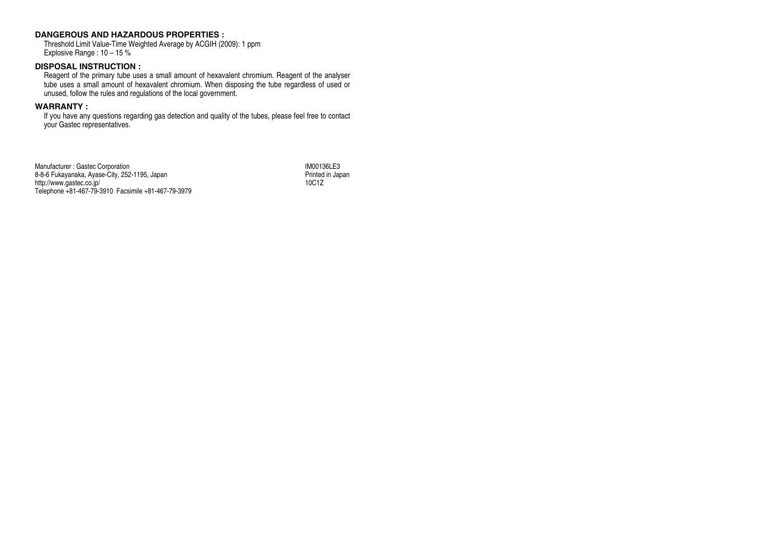## DANGEROUS AND HAZARDOUS PROPERTIES :

Threshold Limit Value-Time Weighted Average by ACGIH (2009): 1 ppm
Explosive Range : 10 – 15 %

## DISPOSAL INSTRUCTION :

Reagent of the primary tube uses a small amount of hexavalent chromium. Reagent of the analyser tube uses a small amount of hexavalent chromium. When disposing the tube regardless of used or unused, follow the rules and regulations of the local government.

## WARRANTY :

If you have any questions regarding gas detection and quality of the tubes, please feel free to contact your Gastec representatives.

Manufacturer : Gastec Corporation
8-8-6 Fukayanaka, Ayase-City, 252-1195, Japan
http://www.gastec.co.jp/
Telephone +81-467-79-3910 Facsimile +81-467-79-3979

IM00136LE3
Printed in Japan
10C1Z